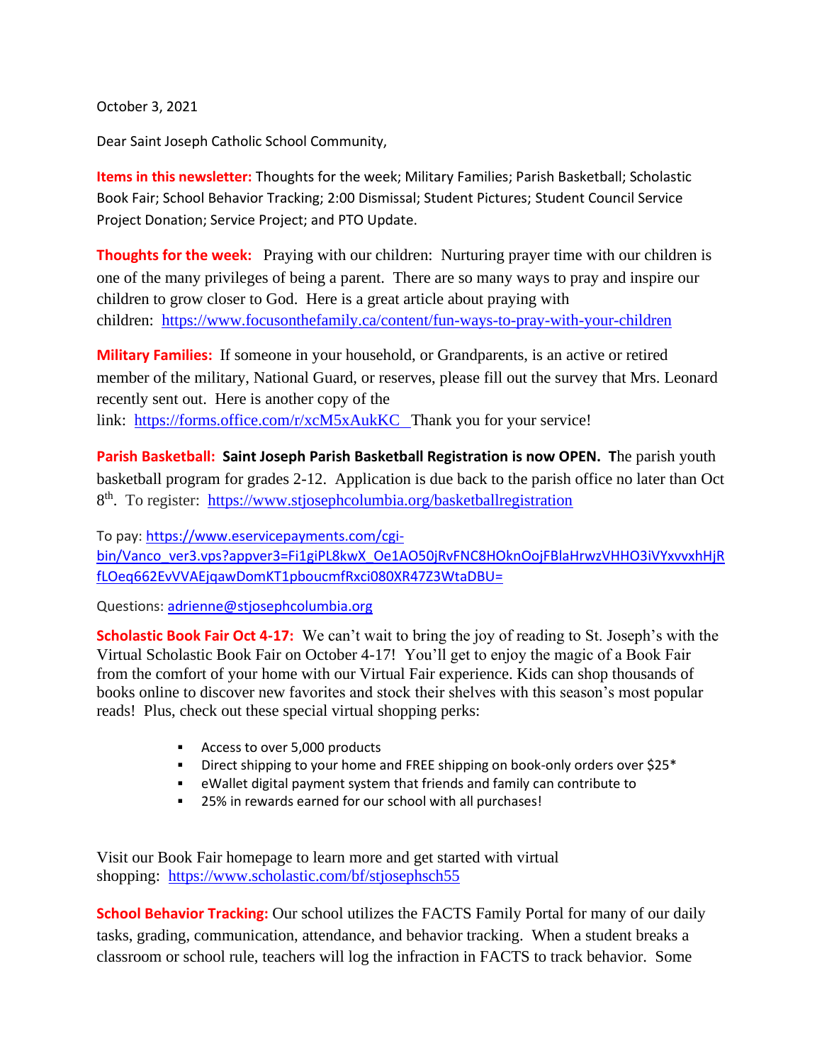October 3, 2021

Dear Saint Joseph Catholic School Community,

**Items in this newsletter:** Thoughts for the week; Military Families; Parish Basketball; Scholastic Book Fair; School Behavior Tracking; 2:00 Dismissal; Student Pictures; Student Council Service Project Donation; Service Project; and PTO Update.

**Thoughts for the week:** Praying with our children: Nurturing prayer time with our children is one of the many privileges of being a parent. There are so many ways to pray and inspire our children to grow closer to God. Here is a great article about praying with children: https://www.focusonthefamily.ca/content/fun-ways-to-pray-with-your-children

**Military Families:** If someone in your household, or Grandparents, is an active or retired member of the military, National Guard, or reserves, please fill out the survey that Mrs. Leonard recently sent out. Here is another copy of the link: https://forms.office.com/r/xcM5xAukKC Thank you for your service!

**Parish Basketball:** **Saint Joseph Parish Basketball Registration is now OPEN. T**he parish youth basketball program for grades 2-12. Application is due back to the parish office no later than Oct 8th. To register: https://www.stjosephcolumbia.org/basketballregistration

To pay: https://www.eservicepayments.com/cgi-bin/Vanco_ver3.vps?appver3=Fi1giPL8kwX_Oe1AO50jRvFNC8HOknOojFBlaHrwzVHHO3iVYxvvxhHjRfLOeq662EvVVAEjqawDomKT1pboucmfRxci080XR47Z3WtaDBU=

Questions: adrienne@stjosephcolumbia.org

**Scholastic Book Fair Oct 4-17:** We can't wait to bring the joy of reading to St. Joseph's with the Virtual Scholastic Book Fair on October 4-17! You'll get to enjoy the magic of a Book Fair from the comfort of your home with our Virtual Fair experience. Kids can shop thousands of books online to discover new favorites and stock their shelves with this season's most popular reads! Plus, check out these special virtual shopping perks:

- Access to over 5,000 products
- Direct shipping to your home and FREE shipping on book-only orders over $25*
- eWallet digital payment system that friends and family can contribute to
- 25% in rewards earned for our school with all purchases!

Visit our Book Fair homepage to learn more and get started with virtual shopping: https://www.scholastic.com/bf/stjosephsch55

**School Behavior Tracking:** Our school utilizes the FACTS Family Portal for many of our daily tasks, grading, communication, attendance, and behavior tracking. When a student breaks a classroom or school rule, teachers will log the infraction in FACTS to track behavior. Some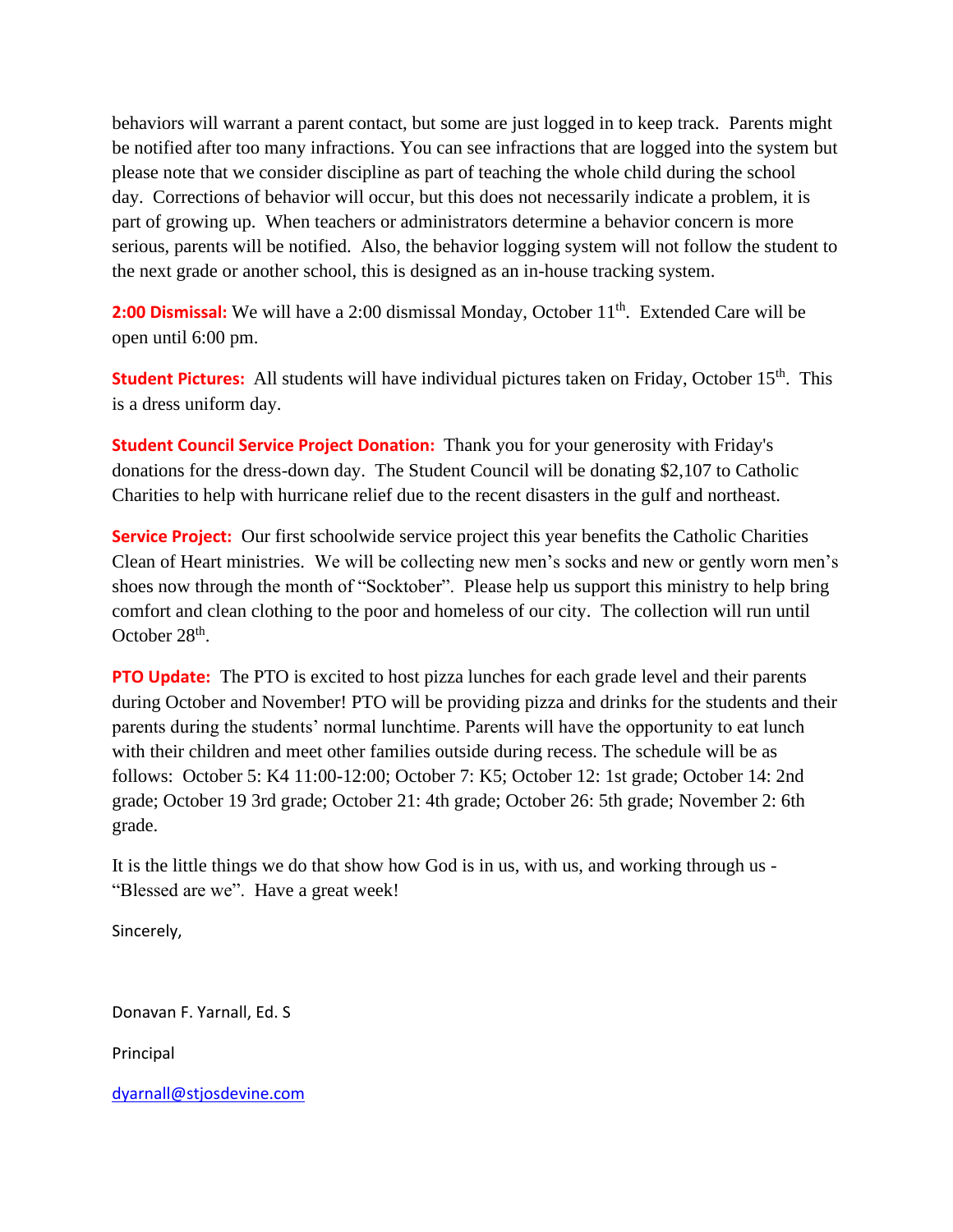behaviors will warrant a parent contact, but some are just logged in to keep track. Parents might be notified after too many infractions. You can see infractions that are logged into the system but please note that we consider discipline as part of teaching the whole child during the school day. Corrections of behavior will occur, but this does not necessarily indicate a problem, it is part of growing up. When teachers or administrators determine a behavior concern is more serious, parents will be notified. Also, the behavior logging system will not follow the student to the next grade or another school, this is designed as an in-house tracking system.

**2:00 Dismissal:** We will have a 2:00 dismissal Monday, October 11th. Extended Care will be open until 6:00 pm.

**Student Pictures:** All students will have individual pictures taken on Friday, October 15th. This is a dress uniform day.

**Student Council Service Project Donation:** Thank you for your generosity with Friday's donations for the dress-down day. The Student Council will be donating $2,107 to Catholic Charities to help with hurricane relief due to the recent disasters in the gulf and northeast.

**Service Project:** Our first schoolwide service project this year benefits the Catholic Charities Clean of Heart ministries. We will be collecting new men's socks and new or gently worn men's shoes now through the month of "Socktober". Please help us support this ministry to help bring comfort and clean clothing to the poor and homeless of our city. The collection will run until October 28th.

**PTO Update:** The PTO is excited to host pizza lunches for each grade level and their parents during October and November! PTO will be providing pizza and drinks for the students and their parents during the students' normal lunchtime. Parents will have the opportunity to eat lunch with their children and meet other families outside during recess. The schedule will be as follows: October 5: K4 11:00-12:00; October 7: K5; October 12: 1st grade; October 14: 2nd grade; October 19 3rd grade; October 21: 4th grade; October 26: 5th grade; November 2: 6th grade.

It is the little things we do that show how God is in us, with us, and working through us - "Blessed are we". Have a great week!

Sincerely,

Donavan F. Yarnall, Ed. S

Principal

dyarnall@stjosdevine.com